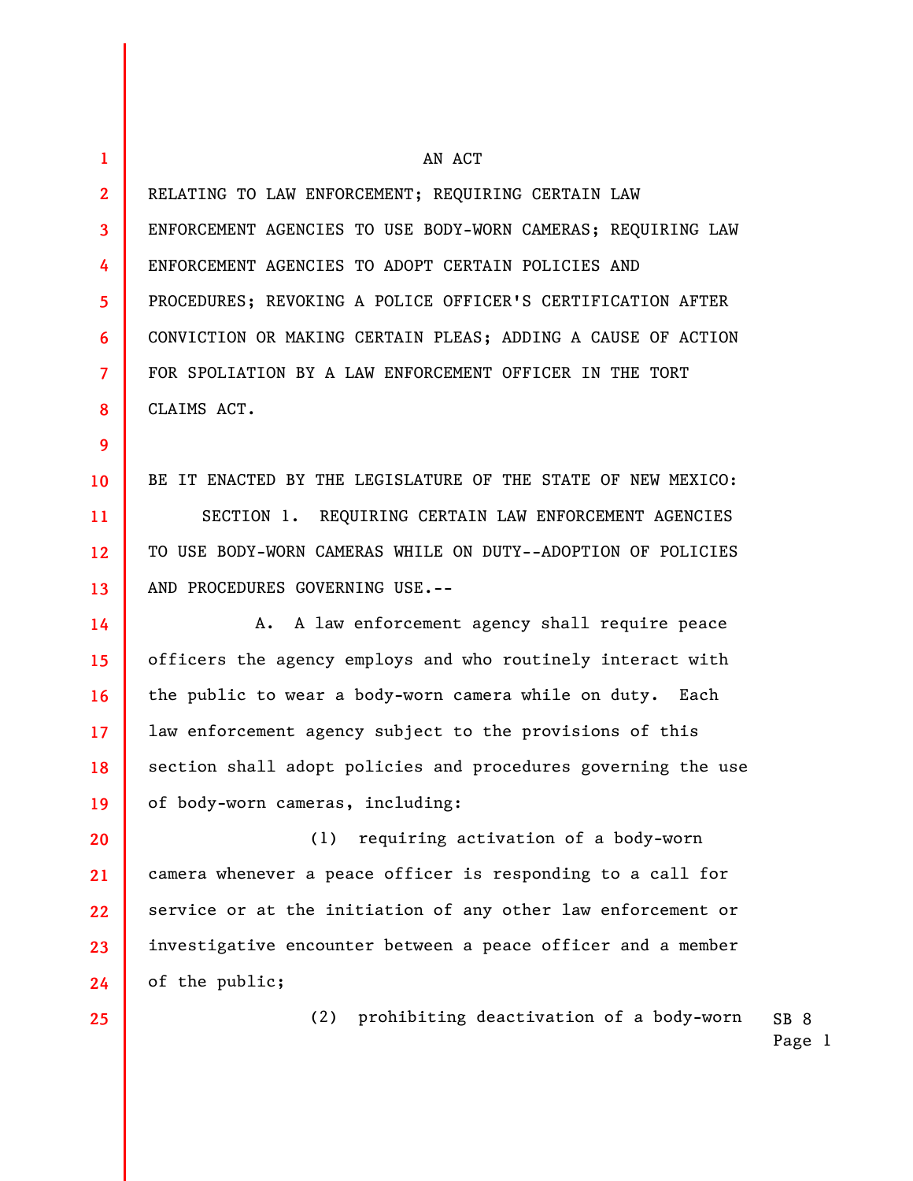AN ACT

RELATING TO LAW ENFORCEMENT; REQUIRING CERTAIN LAW ENFORCEMENT AGENCIES TO USE BODY-WORN CAMERAS; REQUIRING LAW ENFORCEMENT AGENCIES TO ADOPT CERTAIN POLICIES AND PROCEDURES; REVOKING A POLICE OFFICER'S CERTIFICATION AFTER CONVICTION OR MAKING CERTAIN PLEAS; ADDING A CAUSE OF ACTION FOR SPOLIATION BY A LAW ENFORCEMENT OFFICER IN THE TORT CLAIMS ACT.

BE IT ENACTED BY THE LEGISLATURE OF THE STATE OF NEW MEXICO:

SECTION 1. REQUIRING CERTAIN LAW ENFORCEMENT AGENCIES TO USE BODY-WORN CAMERAS WHILE ON DUTY--ADOPTION OF POLICIES AND PROCEDURES GOVERNING USE.--

A. A law enforcement agency shall require peace officers the agency employs and who routinely interact with the public to wear a body-worn camera while on duty. Each law enforcement agency subject to the provisions of this section shall adopt policies and procedures governing the use of body-worn cameras, including:

(1) requiring activation of a body-worn camera whenever a peace officer is responding to a call for service or at the initiation of any other law enforcement or investigative encounter between a peace officer and a member of the public;

(2) prohibiting deactivation of a body-worn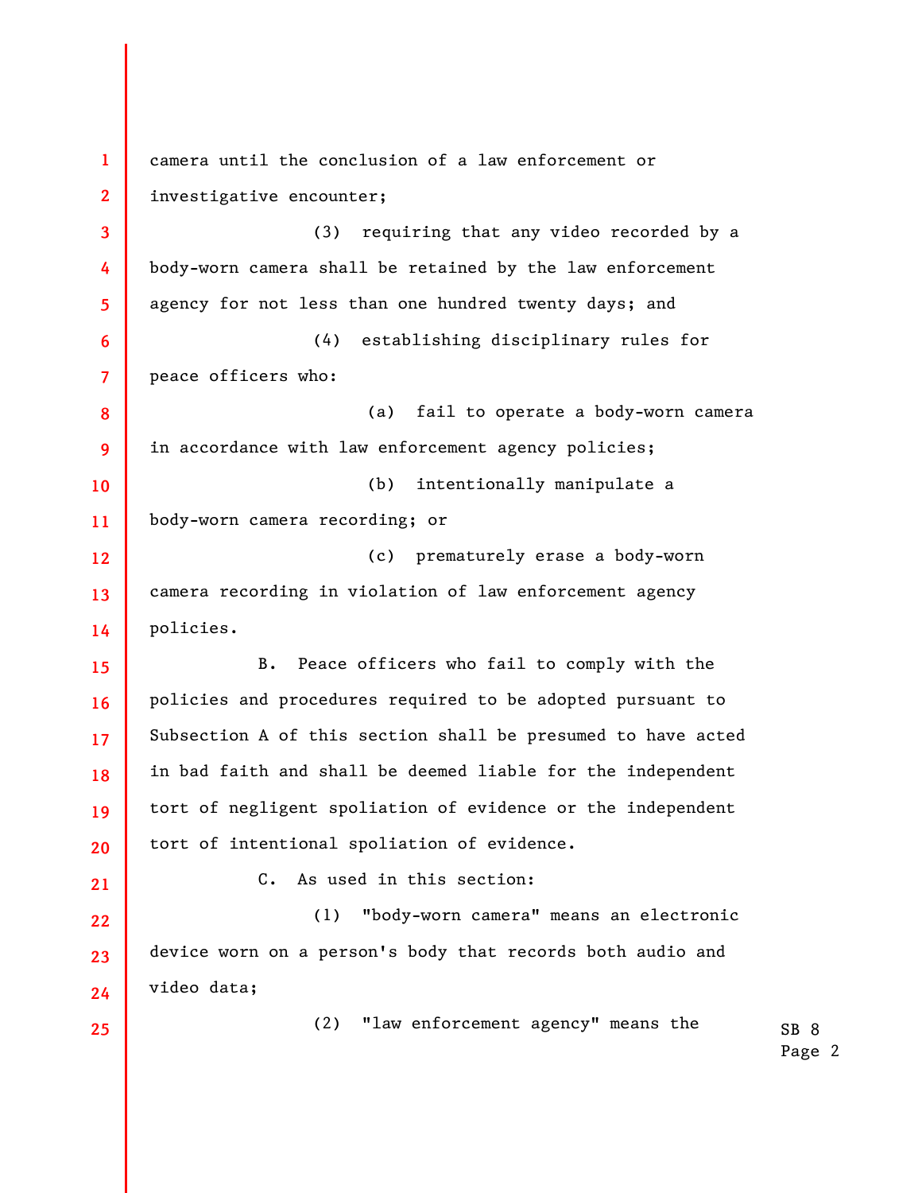camera until the conclusion of a law enforcement or investigative encounter;

(3) requiring that any video recorded by a body-worn camera shall be retained by the law enforcement agency for not less than one hundred twenty days; and

(4) establishing disciplinary rules for peace officers who:

(a) fail to operate a body-worn camera in accordance with law enforcement agency policies;

(b) intentionally manipulate a body-worn camera recording; or

(c) prematurely erase a body-worn camera recording in violation of law enforcement agency policies.

B. Peace officers who fail to comply with the policies and procedures required to be adopted pursuant to Subsection A of this section shall be presumed to have acted in bad faith and shall be deemed liable for the independent tort of negligent spoliation of evidence or the independent tort of intentional spoliation of evidence.

C. As used in this section:

(1) "body-worn camera" means an electronic device worn on a person's body that records both audio and video data;

(2) "law enforcement agency" means the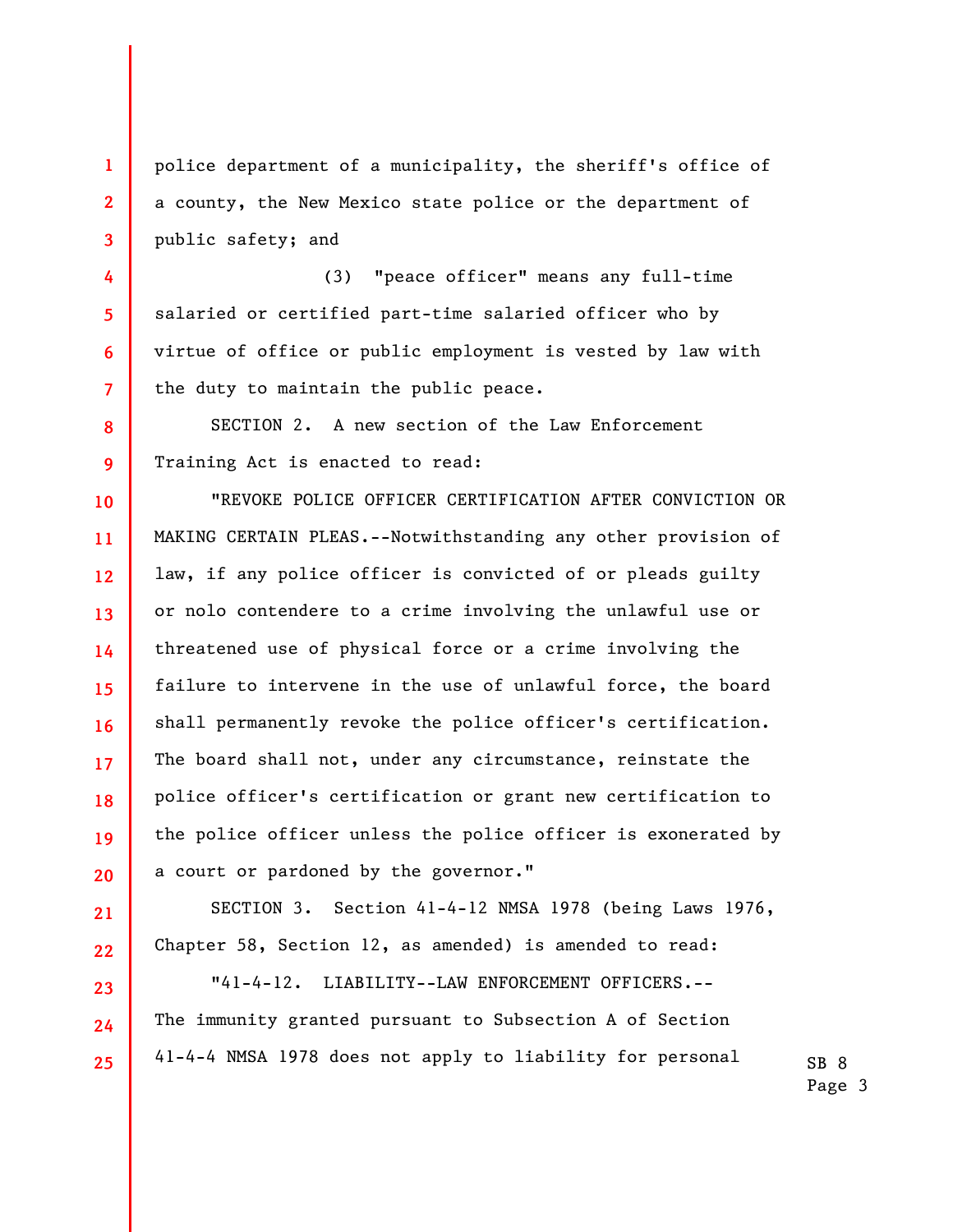police department of a municipality, the sheriff's office of a county, the New Mexico state police or the department of public safety; and

(3) "peace officer" means any full-time salaried or certified part-time salaried officer who by virtue of office or public employment is vested by law with the duty to maintain the public peace.

SECTION 2. A new section of the Law Enforcement Training Act is enacted to read:

"REVOKE POLICE OFFICER CERTIFICATION AFTER CONVICTION OR MAKING CERTAIN PLEAS.--Notwithstanding any other provision of law, if any police officer is convicted of or pleads guilty or nolo contendere to a crime involving the unlawful use or threatened use of physical force or a crime involving the failure to intervene in the use of unlawful force, the board shall permanently revoke the police officer's certification. The board shall not, under any circumstance, reinstate the police officer's certification or grant new certification to the police officer unless the police officer is exonerated by a court or pardoned by the governor."

SECTION 3. Section 41-4-12 NMSA 1978 (being Laws 1976, Chapter 58, Section 12, as amended) is amended to read:

"41-4-12. LIABILITY--LAW ENFORCEMENT OFFICERS.--
The immunity granted pursuant to Subsection A of Section 41-4-4 NMSA 1978 does not apply to liability for personal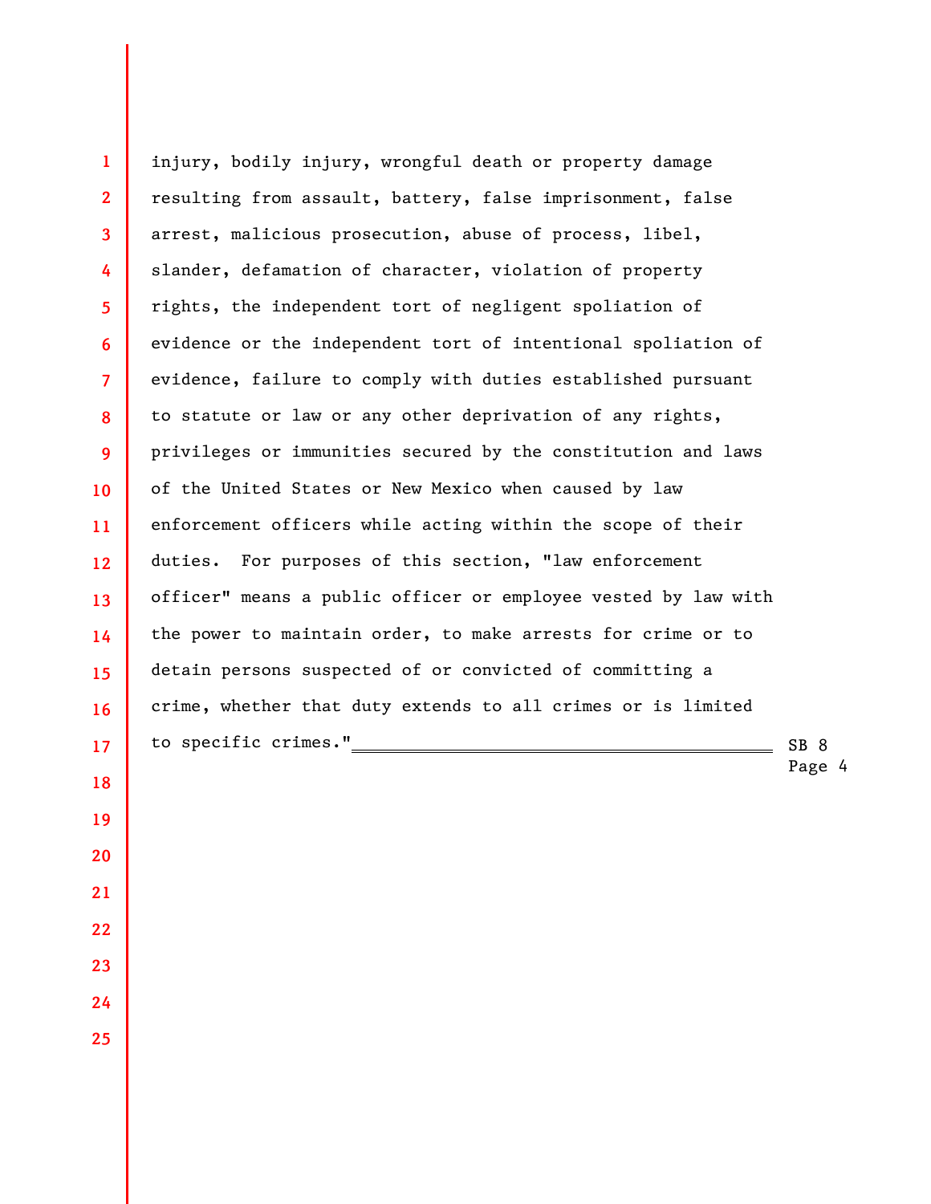injury, bodily injury, wrongful death or property damage resulting from assault, battery, false imprisonment, false arrest, malicious prosecution, abuse of process, libel, slander, defamation of character, violation of property rights, the independent tort of negligent spoliation of evidence or the independent tort of intentional spoliation of evidence, failure to comply with duties established pursuant to statute or law or any other deprivation of any rights, privileges or immunities secured by the constitution and laws of the United States or New Mexico when caused by law enforcement officers while acting within the scope of their duties. For purposes of this section, "law enforcement officer" means a public officer or employee vested by law with the power to maintain order, to make arrests for crime or to detain persons suspected of or convicted of committing a crime, whether that duty extends to all crimes or is limited to specific crimes."